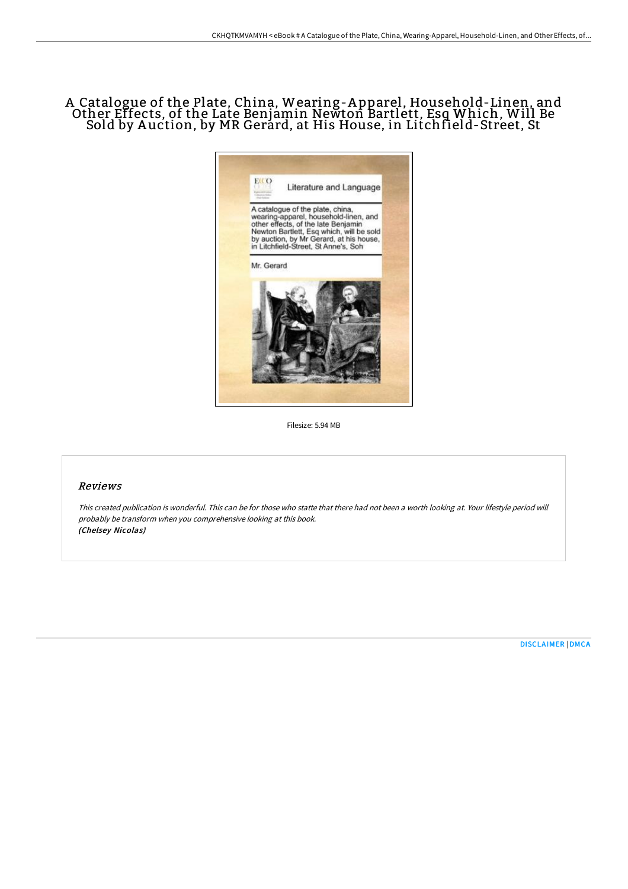# A Catalogue of the Plate, China, Wearing-Apparel, Household-Linen, and Other Effects, of the Late Benjamin Newton Bartlett, Esq Which, Will Be Sold by Auction, by MR Gerard, at His House, in Litchfield-Street, St

Filesize: 5.94 MB

## Reviews

*This created publication is wonderful. This can be for those who statte that there had not been a worth looking at. Your lifestyle period will probably be transform when you comprehensive looking at this book.*
***(Chelsey Nicolas)***

DISCLAIMER | DMCA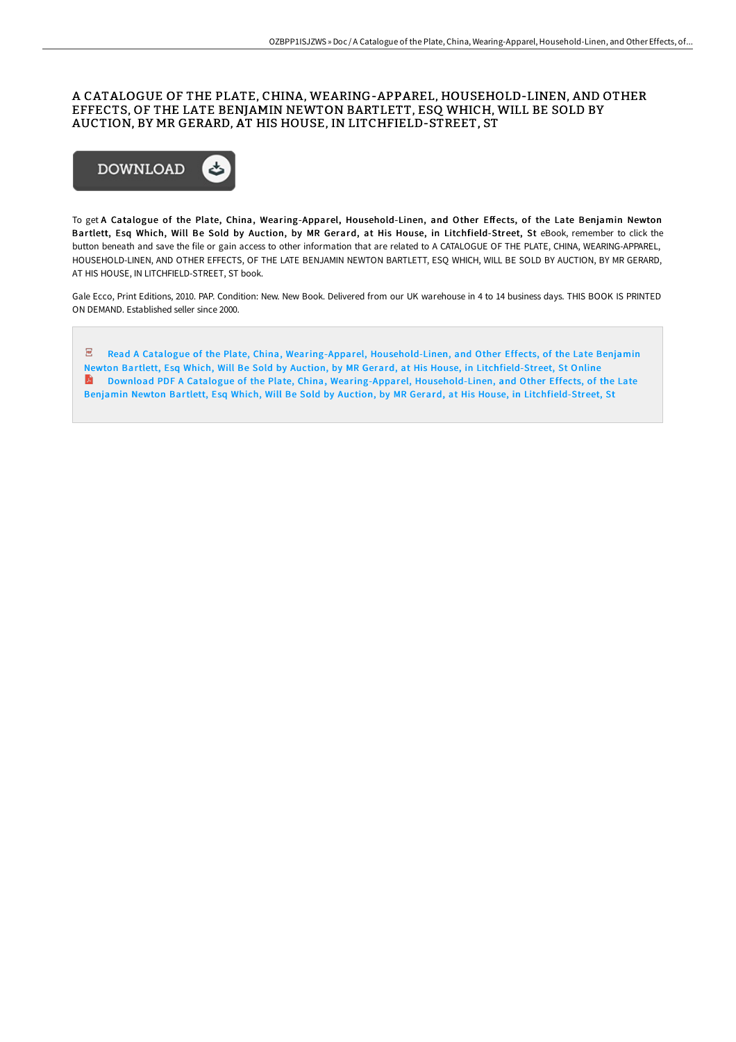# A CATALOGUE OF THE PLATE, CHINA, WEARING-APPAREL, HOUSEHOLD-LINEN, AND OTHER EFFECTS, OF THE LATE BENJAMIN NEWTON BARTLETT, ESQ WHICH, WILL BE SOLD BY AUCTION, BY MR GERARD, AT HIS HOUSE, IN LITCHFIELD-STREET, ST

DOWNLOAD

To get **A Catalogue of the Plate, China, Wearing-Apparel, Household-Linen, and Other Effects, of the Late Benjamin Newton Bartlett, Esq Which, Will Be Sold by Auction, by MR Gerard, at His House, in Litchfield-Street, St** eBook, remember to click the button beneath and save the file or gain access to other information that are related to A CATALOGUE OF THE PLATE, CHINA, WEARING-APPAREL, HOUSEHOLD-LINEN, AND OTHER EFFECTS, OF THE LATE BENJAMIN NEWTON BARTLETT, ESQ WHICH, WILL BE SOLD BY AUCTION, BY MR GERARD, AT HIS HOUSE, IN LITCHFIELD-STREET, ST book.

Gale Ecco, Print Editions, 2010. PAP. Condition: New. New Book. Delivered from our UK warehouse in 4 to 14 business days. THIS BOOK IS PRINTED ON DEMAND. Established seller since 2000.

Read A Catalogue of the Plate, China, Wearing-Apparel, Household-Linen, and Other Effects, of the Late Benjamin Newton Bartlett, Esq Which, Will Be Sold by Auction, by MR Gerard, at His House, in Litchfield-Street, St Online

Download PDF A Catalogue of the Plate, China, Wearing-Apparel, Household-Linen, and Other Effects, of the Late Benjamin Newton Bartlett, Esq Which, Will Be Sold by Auction, by MR Gerard, at His House, in Litchfield-Street, St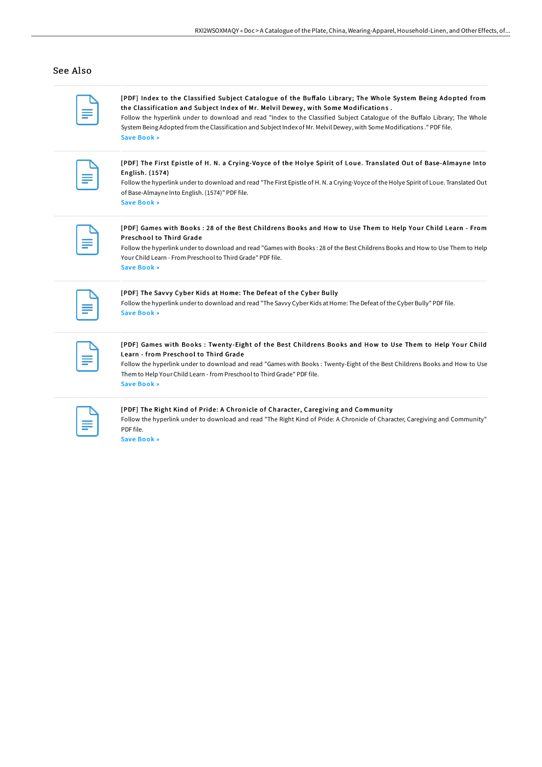## See Also

**[PDF] Index to the Classified Subject Catalogue of the Buffalo Library; The Whole System Being Adopted from the Classification and Subject Index of Mr. Melvil Dewey, with Some Modifications .**

Follow the hyperlink under to download and read "Index to the Classified Subject Catalogue of the Buffalo Library; The Whole System Being Adopted from the Classification and Subject Index of Mr. Melvil Dewey, with Some Modifications ." PDF file.

Save Book »

**[PDF] The First Epistle of H. N. a Crying-Voyce of the Holye Spirit of Loue. Translated Out of Base-Almayne Into English. (1574)**

Follow the hyperlink under to download and read "The First Epistle of H. N. a Crying-Voyce of the Holye Spirit of Loue. Translated Out of Base-Almayne Into English. (1574)" PDF file.

Save Book »

**[PDF] Games with Books : 28 of the Best Childrens Books and How to Use Them to Help Your Child Learn - From Preschool to Third Grade**

Follow the hyperlink under to download and read "Games with Books : 28 of the Best Childrens Books and How to Use Them to Help Your Child Learn - From Preschool to Third Grade" PDF file.

Save Book »

**[PDF] The Savvy Cyber Kids at Home: The Defeat of the Cyber Bully**

Follow the hyperlink under to download and read "The Savvy Cyber Kids at Home: The Defeat of the Cyber Bully" PDF file.

Save Book »

**[PDF] Games with Books : Twenty-Eight of the Best Childrens Books and How to Use Them to Help Your Child Learn - from Preschool to Third Grade**

Follow the hyperlink under to download and read "Games with Books : Twenty-Eight of the Best Childrens Books and How to Use Them to Help Your Child Learn - from Preschool to Third Grade" PDF file.

Save Book »

**[PDF] The Right Kind of Pride: A Chronicle of Character, Caregiving and Community**

Follow the hyperlink under to download and read "The Right Kind of Pride: A Chronicle of Character, Caregiving and Community" PDF file.

Save Book »